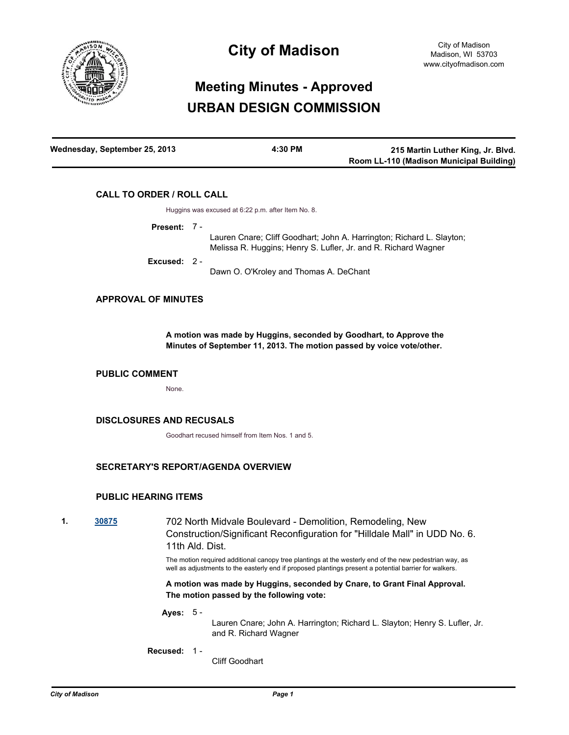# City of Madison

City of Madison
Madison, WI 53703
www.cityofmadison.com

## Meeting Minutes - Approved
## URBAN DESIGN COMMISSION

| Wednesday, September 25, 2013 | 4:30 PM | 215 Martin Luther King, Jr. Blvd. Room LL-110 (Madison Municipal Building) |
|---|---|---|

### CALL TO ORDER / ROLL CALL

Huggins was excused at 6:22 p.m. after Item No. 8.

**Present:** 7 - Lauren Cnare; Cliff Goodhart; John A. Harrington; Richard L. Slayton; Melissa R. Huggins; Henry S. Lufler, Jr. and R. Richard Wagner

**Excused:** 2 - Dawn O. O'Kroley and Thomas A. DeChant

### APPROVAL OF MINUTES

**A motion was made by Huggins, seconded by Goodhart, to Approve the Minutes of September 11, 2013. The motion passed by voice vote/other.**

### PUBLIC COMMENT

None.

### DISCLOSURES AND RECUSALS

Goodhart recused himself from Item Nos. 1 and 5.

### SECRETARY'S REPORT/AGENDA OVERVIEW

### PUBLIC HEARING ITEMS

**1. 30875** 702 North Midvale Boulevard - Demolition, Remodeling, New Construction/Significant Reconfiguration for "Hilldale Mall" in UDD No. 6. 11th Ald. Dist.

The motion required additional canopy tree plantings at the westerly end of the new pedestrian way, as well as adjustments to the easterly end if proposed plantings present a potential barrier for walkers.

**A motion was made by Huggins, seconded by Cnare, to Grant Final Approval. The motion passed by the following vote:**

**Ayes:** 5 - Lauren Cnare; John A. Harrington; Richard L. Slayton; Henry S. Lufler, Jr. and R. Richard Wagner

**Recused:** 1 - Cliff Goodhart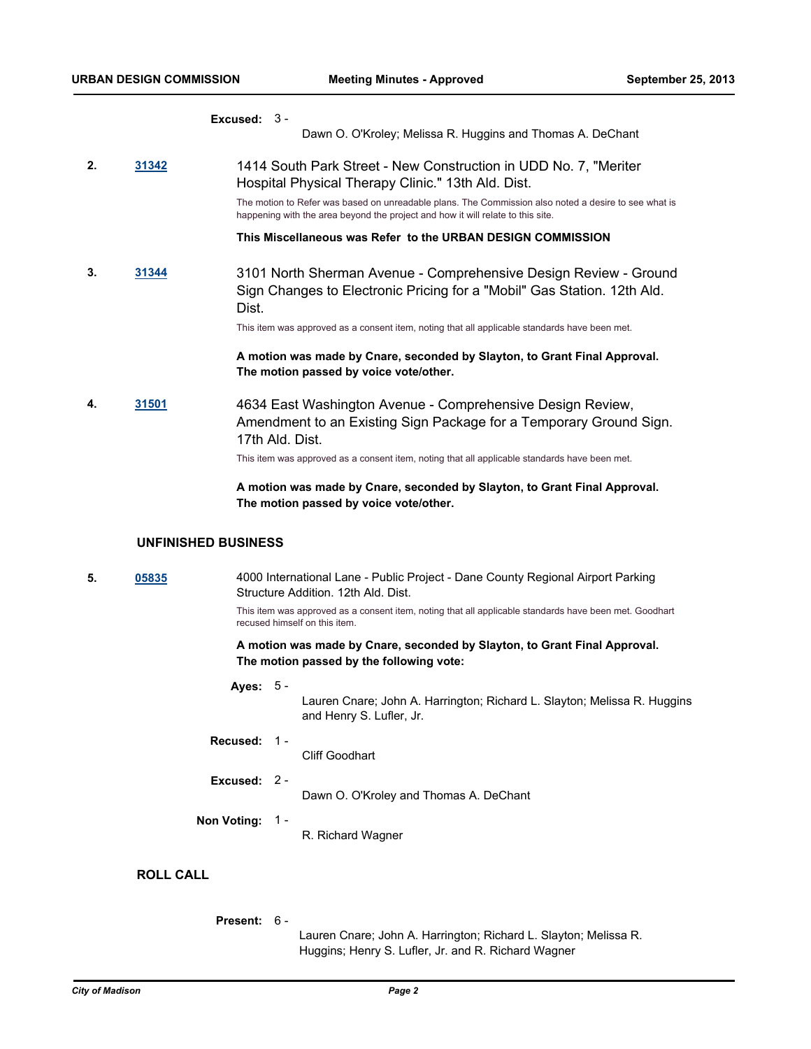**Excused:** 3 -
Dawn O. O'Kroley; Melissa R. Huggins and Thomas A. DeChant

2. **31342** 1414 South Park Street - New Construction in UDD No. 7, "Meriter Hospital Physical Therapy Clinic." 13th Ald. Dist.

The motion to Refer was based on unreadable plans. The Commission also noted a desire to see what is happening with the area beyond the project and how it will relate to this site.

**This Miscellaneous was Refer to the URBAN DESIGN COMMISSION**

3. **31344** 3101 North Sherman Avenue - Comprehensive Design Review - Ground Sign Changes to Electronic Pricing for a "Mobil" Gas Station. 12th Ald. Dist.

This item was approved as a consent item, noting that all applicable standards have been met.

**A motion was made by Cnare, seconded by Slayton, to Grant Final Approval. The motion passed by voice vote/other.**

4. **31501** 4634 East Washington Avenue - Comprehensive Design Review, Amendment to an Existing Sign Package for a Temporary Ground Sign. 17th Ald. Dist.

This item was approved as a consent item, noting that all applicable standards have been met.

**A motion was made by Cnare, seconded by Slayton, to Grant Final Approval. The motion passed by voice vote/other.**

## UNFINISHED BUSINESS

5. **05835** 4000 International Lane - Public Project - Dane County Regional Airport Parking Structure Addition. 12th Ald. Dist.

This item was approved as a consent item, noting that all applicable standards have been met. Goodhart recused himself on this item.

**A motion was made by Cnare, seconded by Slayton, to Grant Final Approval. The motion passed by the following vote:**

**Ayes:** 5 -
Lauren Cnare; John A. Harrington; Richard L. Slayton; Melissa R. Huggins and Henry S. Lufler, Jr.

**Recused:** 1 -
Cliff Goodhart

**Excused:** 2 -
Dawn O. O'Kroley and Thomas A. DeChant

**Non Voting:** 1 -
R. Richard Wagner

## ROLL CALL

**Present:** 6 -
Lauren Cnare; John A. Harrington; Richard L. Slayton; Melissa R. Huggins; Henry S. Lufler, Jr. and R. Richard Wagner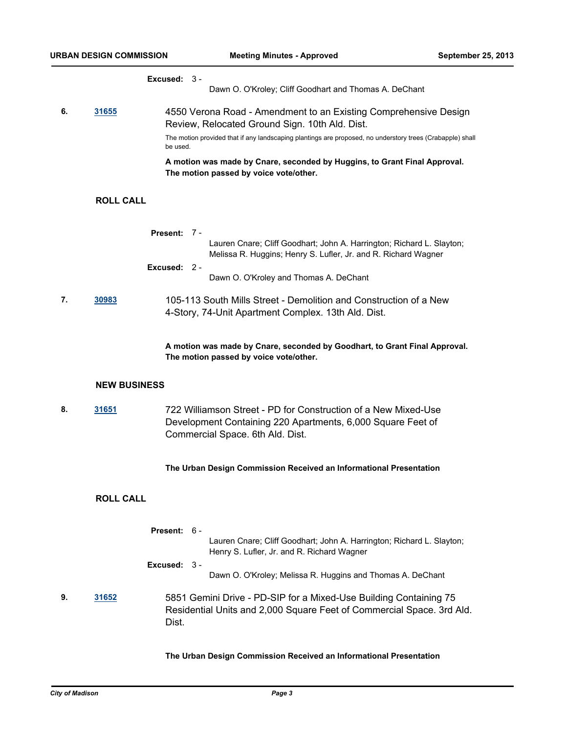**Excused:** 3 -

Dawn O. O'Kroley; Cliff Goodhart and Thomas A. DeChant

**6.** **31655** 4550 Verona Road - Amendment to an Existing Comprehensive Design Review, Relocated Ground Sign. 10th Ald. Dist.

The motion provided that if any landscaping plantings are proposed, no understory trees (Crabapple) shall be used.

**A motion was made by Cnare, seconded by Huggins, to Grant Final Approval. The motion passed by voice vote/other.**

## ROLL CALL

**Present:** 7 -

Lauren Cnare; Cliff Goodhart; John A. Harrington; Richard L. Slayton; Melissa R. Huggins; Henry S. Lufler, Jr. and R. Richard Wagner

**Excused:** 2 -

Dawn O. O'Kroley and Thomas A. DeChant

**7.** **30983** 105-113 South Mills Street - Demolition and Construction of a New 4-Story, 74-Unit Apartment Complex. 13th Ald. Dist.

**A motion was made by Cnare, seconded by Goodhart, to Grant Final Approval. The motion passed by voice vote/other.**

## NEW BUSINESS

**8.** **31651** 722 Williamson Street - PD for Construction of a New Mixed-Use Development Containing 220 Apartments, 6,000 Square Feet of Commercial Space. 6th Ald. Dist.

**The Urban Design Commission Received an Informational Presentation**

## ROLL CALL

**Present:** 6 -

Lauren Cnare; Cliff Goodhart; John A. Harrington; Richard L. Slayton; Henry S. Lufler, Jr. and R. Richard Wagner

**Excused:** 3 -

Dawn O. O'Kroley; Melissa R. Huggins and Thomas A. DeChant

**9.** **31652** 5851 Gemini Drive - PD-SIP for a Mixed-Use Building Containing 75 Residential Units and 2,000 Square Feet of Commercial Space. 3rd Ald. Dist.

**The Urban Design Commission Received an Informational Presentation**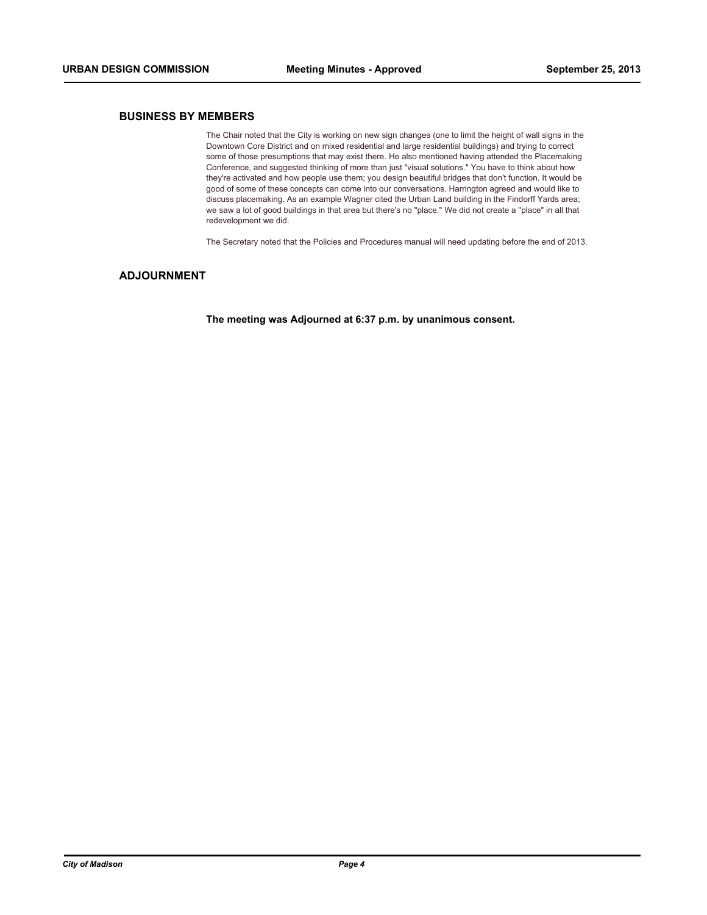## BUSINESS BY MEMBERS

The Chair noted that the City is working on new sign changes (one to limit the height of wall signs in the Downtown Core District and on mixed residential and large residential buildings) and trying to correct some of those presumptions that may exist there. He also mentioned having attended the Placemaking Conference, and suggested thinking of more than just "visual solutions." You have to think about how they're activated and how people use them; you design beautiful bridges that don't function. It would be good of some of these concepts can come into our conversations. Harrington agreed and would like to discuss placemaking. As an example Wagner cited the Urban Land building in the Findorff Yards area; we saw a lot of good buildings in that area but there's no "place." We did not create a "place" in all that redevelopment we did.

The Secretary noted that the Policies and Procedures manual will need updating before the end of 2013.

## ADJOURNMENT

**The meeting was Adjourned at 6:37 p.m. by unanimous consent.**